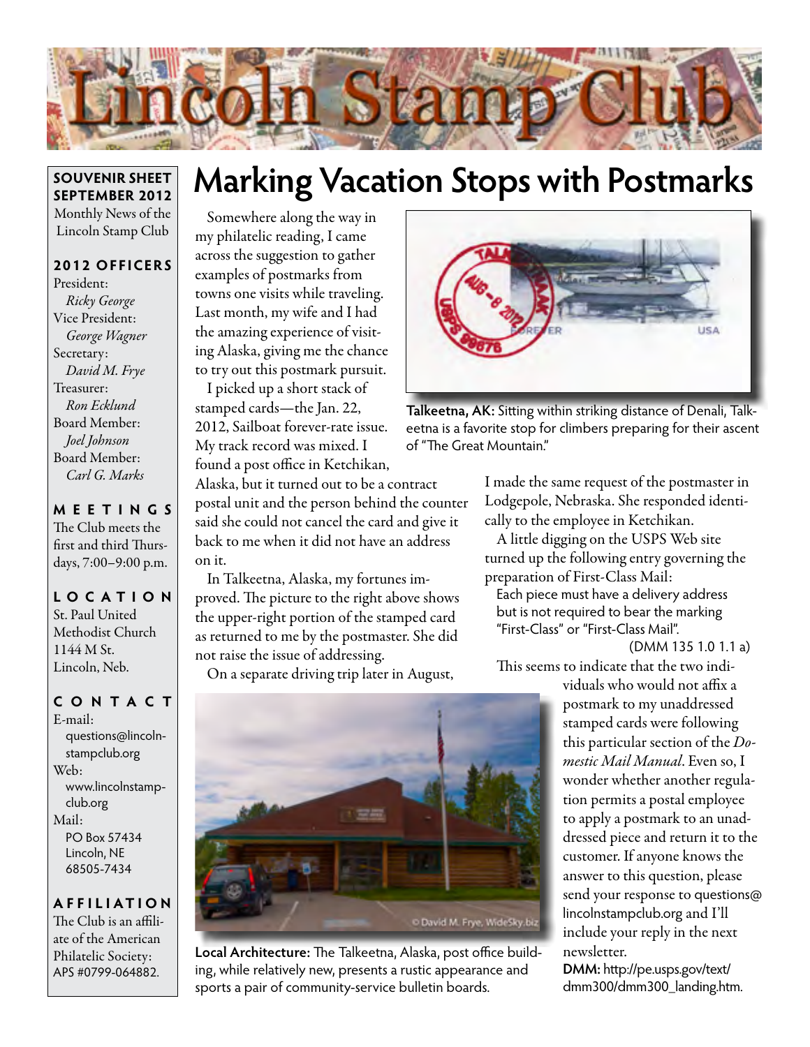# Lincoln Stamp Club

**SOUVENIR SHEET**
**SEPTEMBER 2012**
Monthly News of the Lincoln Stamp Club

**2012 OFFICERS**

President:
*Ricky George*
Vice President:
*George Wagner*
Secretary:
*David M. Frye*
Treasurer:
*Ron Ecklund*
Board Member:
*Joel Johnson*
Board Member:
*Carl G. Marks*

**MEETINGS**

The Club meets the first and third Thursdays, 7:00–9:00 p.m.

**LOCATION**

St. Paul United Methodist Church
1144 M St.
Lincoln, Neb.

**CONTACT**

E-mail:
questions@lincolnstampclub.org
Web:
www.lincolnstampclub.org
Mail:
PO Box 57434
Lincoln, NE
68505-7434

**AFFILIATION**

The Club is an affiliate of the American Philatelic Society: APS #0799-064882.

# Marking Vacation Stops with Postmarks

Somewhere along the way in my philatelic reading, I came across the suggestion to gather examples of postmarks from towns one visits while traveling. Last month, my wife and I had the amazing experience of visiting Alaska, giving me the chance to try out this postmark pursuit.

I picked up a short stack of stamped cards—the Jan. 22, 2012, Sailboat forever-rate issue. My track record was mixed. I found a post office in Ketchikan, Alaska, but it turned out to be a contract postal unit and the person behind the counter said she could not cancel the card and give it back to me when it did not have an address on it.

In Talkeetna, Alaska, my fortunes improved. The picture to the right above shows the upper-right portion of the stamped card as returned to me by the postmaster. She did not raise the issue of addressing.

**Talkeetna, AK:** Sitting within striking distance of Denali, Talkeetna is a favorite stop for climbers preparing for their ascent of "The Great Mountain."

On a separate driving trip later in August, I made the same request of the postmaster in Lodgepole, Nebraska. She responded identically to the employee in Ketchikan.

A little digging on the USPS Web site turned up the following entry governing the preparation of First-Class Mail:

> Each piece must have a delivery address but is not required to bear the marking "First-Class" or "First-Class Mail".
>
> (DMM 135 1.0 1.1 a)

This seems to indicate that the two individuals who would not affix a postmark to my unaddressed stamped cards were following this particular section of the *Domestic Mail Manual*. Even so, I wonder whether another regulation permits a postal employee to apply a postmark to an unaddressed piece and return it to the customer. If anyone knows the answer to this question, please send your response to questions@lincolnstampclub.org and I'll include your reply in the next newsletter.

**DMM:** http://pe.usps.gov/text/dmm300/dmm300_landing.htm.

**Local Architecture:** The Talkeetna, Alaska, post office building, while relatively new, presents a rustic appearance and sports a pair of community-service bulletin boards.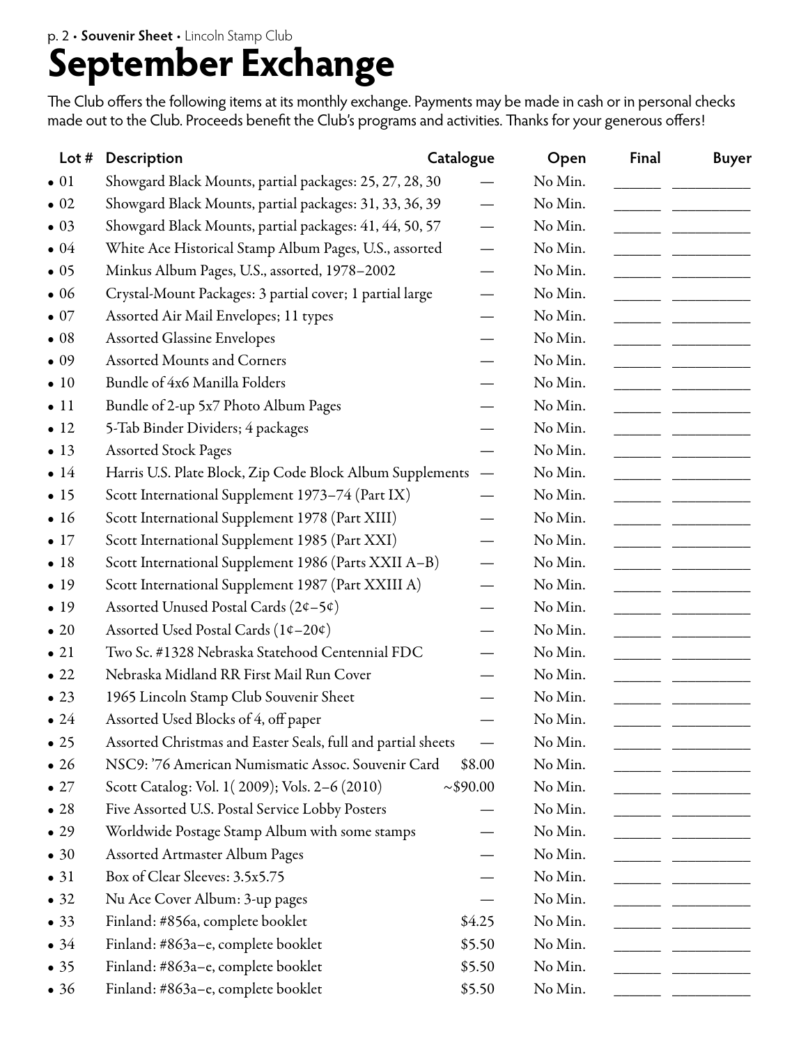# September Exchange

The Club offers the following items at its monthly exchange. Payments may be made in cash or in personal checks made out to the Club. Proceeds benefit the Club's programs and activities. Thanks for your generous offers!

| Lot # | Description | Catalogue | Open | Final | Buyer |
|---|---|---|---|---|---|
| • 01 | Showgard Black Mounts, partial packages: 25, 27, 28, 30 | — | No Min. | ______ | __________ |
| • 02 | Showgard Black Mounts, partial packages: 31, 33, 36, 39 | — | No Min. | ______ | __________ |
| • 03 | Showgard Black Mounts, partial packages: 41, 44, 50, 57 | — | No Min. | ______ | __________ |
| • 04 | White Ace Historical Stamp Album Pages, U.S., assorted | — | No Min. | ______ | __________ |
| • 05 | Minkus Album Pages, U.S., assorted, 1978–2002 | — | No Min. | ______ | __________ |
| • 06 | Crystal-Mount Packages: 3 partial cover; 1 partial large | — | No Min. | ______ | __________ |
| • 07 | Assorted Air Mail Envelopes; 11 types | — | No Min. | ______ | __________ |
| • 08 | Assorted Glassine Envelopes | — | No Min. | ______ | __________ |
| • 09 | Assorted Mounts and Corners | — | No Min. | ______ | __________ |
| • 10 | Bundle of 4x6 Manilla Folders | — | No Min. | ______ | __________ |
| • 11 | Bundle of 2-up 5x7 Photo Album Pages | — | No Min. | ______ | __________ |
| • 12 | 5-Tab Binder Dividers; 4 packages | — | No Min. | ______ | __________ |
| • 13 | Assorted Stock Pages | — | No Min. | ______ | __________ |
| • 14 | Harris U.S. Plate Block, Zip Code Block Album Supplements | — | No Min. | ______ | __________ |
| • 15 | Scott International Supplement 1973–74 (Part IX) | — | No Min. | ______ | __________ |
| • 16 | Scott International Supplement 1978 (Part XIII) | — | No Min. | ______ | __________ |
| • 17 | Scott International Supplement 1985 (Part XXI) | — | No Min. | ______ | __________ |
| • 18 | Scott International Supplement 1986 (Parts XXII A–B) | — | No Min. | ______ | __________ |
| • 19 | Scott International Supplement 1987 (Part XXIII A) | — | No Min. | ______ | __________ |
| • 19 | Assorted Unused Postal Cards (2¢–5¢) | — | No Min. | ______ | __________ |
| • 20 | Assorted Used Postal Cards (1¢–20¢) | — | No Min. | ______ | __________ |
| • 21 | Two Sc. #1328 Nebraska Statehood Centennial FDC | — | No Min. | ______ | __________ |
| • 22 | Nebraska Midland RR First Mail Run Cover | — | No Min. | ______ | __________ |
| • 23 | 1965 Lincoln Stamp Club Souvenir Sheet | — | No Min. | ______ | __________ |
| • 24 | Assorted Used Blocks of 4, off paper | — | No Min. | ______ | __________ |
| • 25 | Assorted Christmas and Easter Seals, full and partial sheets | — | No Min. | ______ | __________ |
| • 26 | NSC9: '76 American Numismatic Assoc. Souvenir Card | $8.00 | No Min. | ______ | __________ |
| • 27 | Scott Catalog: Vol. 1( 2009); Vols. 2–6 (2010) | ~$90.00 | No Min. | ______ | __________ |
| • 28 | Five Assorted U.S. Postal Service Lobby Posters | — | No Min. | ______ | __________ |
| • 29 | Worldwide Postage Stamp Album with some stamps | — | No Min. | ______ | __________ |
| • 30 | Assorted Artmaster Album Pages | — | No Min. | ______ | __________ |
| • 31 | Box of Clear Sleeves: 3.5x5.75 | — | No Min. | ______ | __________ |
| • 32 | Nu Ace Cover Album: 3-up pages | — | No Min. | ______ | __________ |
| • 33 | Finland: #856a, complete booklet | $4.25 | No Min. | ______ | __________ |
| • 34 | Finland: #863a–e, complete booklet | $5.50 | No Min. | ______ | __________ |
| • 35 | Finland: #863a–e, complete booklet | $5.50 | No Min. | ______ | __________ |
| • 36 | Finland: #863a–e, complete booklet | $5.50 | No Min. | ______ | __________ |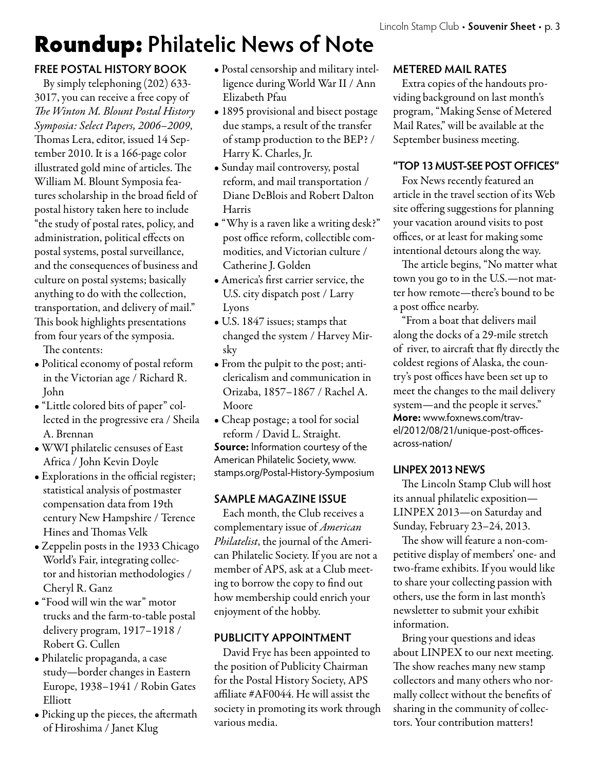# Roundup: Philatelic News of Note

## FREE POSTAL HISTORY BOOK

By simply telephoning (202) 633-3017, you can receive a free copy of *The Winton M. Blount Postal History Symposia: Select Papers, 2006–2009*, Thomas Lera, editor, issued 14 September 2010. It is a 166-page color illustrated gold mine of articles. The William M. Blount Symposia features scholarship in the broad field of postal history taken here to include "the study of postal rates, policy, and administration, political effects on postal systems, postal surveillance, and the consequences of business and culture on postal systems; basically anything to do with the collection, transportation, and delivery of mail." This book highlights presentations from four years of the symposia.

The contents:

- Political economy of postal reform in the Victorian age / Richard R. John
- "Little colored bits of paper" collected in the progressive era / Sheila A. Brennan
- WWI philatelic censuses of East Africa / John Kevin Doyle
- Explorations in the official register; statistical analysis of postmaster compensation data from 19th century New Hampshire / Terence Hines and Thomas Velk
- Zeppelin posts in the 1933 Chicago World's Fair, integrating collector and historian methodologies / Cheryl R. Ganz
- "Food will win the war" motor trucks and the farm-to-table postal delivery program, 1917–1918 / Robert G. Cullen
- Philatelic propaganda, a case study—border changes in Eastern Europe, 1938–1941 / Robin Gates Elliott
- Picking up the pieces, the aftermath of Hiroshima / Janet Klug
- Postal censorship and military intelligence during World War II / Ann Elizabeth Pfau
- 1895 provisional and bisect postage due stamps, a result of the transfer of stamp production to the BEP? / Harry K. Charles, Jr.
- Sunday mail controversy, postal reform, and mail transportation / Diane DeBlois and Robert Dalton Harris
- "Why is a raven like a writing desk?" post office reform, collectible commodities, and Victorian culture / Catherine J. Golden
- America's first carrier service, the U.S. city dispatch post / Larry Lyons
- U.S. 1847 issues; stamps that changed the system / Harvey Mirsky
- From the pulpit to the post; anticlericalism and communication in Orizaba, 1857–1867 / Rachel A. Moore
- Cheap postage; a tool for social reform / David L. Straight.

**Source:** Information courtesy of the American Philatelic Society, www.stamps.org/Postal-History-Symposium

## SAMPLE MAGAZINE ISSUE

Each month, the Club receives a complementary issue of *American Philatelist*, the journal of the American Philatelic Society. If you are not a member of APS, ask at a Club meeting to borrow the copy to find out how membership could enrich your enjoyment of the hobby.

## PUBLICITY APPOINTMENT

David Frye has been appointed to the position of Publicity Chairman for the Postal History Society, APS affiliate #AF0044. He will assist the society in promoting its work through various media.

## METERED MAIL RATES

Extra copies of the handouts providing background on last month's program, "Making Sense of Metered Mail Rates," will be available at the September business meeting.

## "TOP 13 MUST-SEE POST OFFICES"

Fox News recently featured an article in the travel section of its Web site offering suggestions for planning your vacation around visits to post offices, or at least for making some intentional detours along the way.

The article begins, "No matter what town you go to in the U.S.—not matter how remote—there's bound to be a post office nearby.

"From a boat that delivers mail along the docks of a 29-mile stretch of river, to aircraft that fly directly the coldest regions of Alaska, the country's post offices have been set up to meet the changes to the mail delivery system—and the people it serves."

**More:** www.foxnews.com/travel/2012/08/21/unique-post-offices-across-nation/

## LINPEX 2013 NEWS

The Lincoln Stamp Club will host its annual philatelic exposition—LINPEX 2013—on Saturday and Sunday, February 23–24, 2013.

The show will feature a non-competitive display of members' one- and two-frame exhibits. If you would like to share your collecting passion with others, use the form in last month's newsletter to submit your exhibit information.

Bring your questions and ideas about LINPEX to our next meeting. The show reaches many new stamp collectors and many others who normally collect without the benefits of sharing in the community of collectors. Your contribution matters!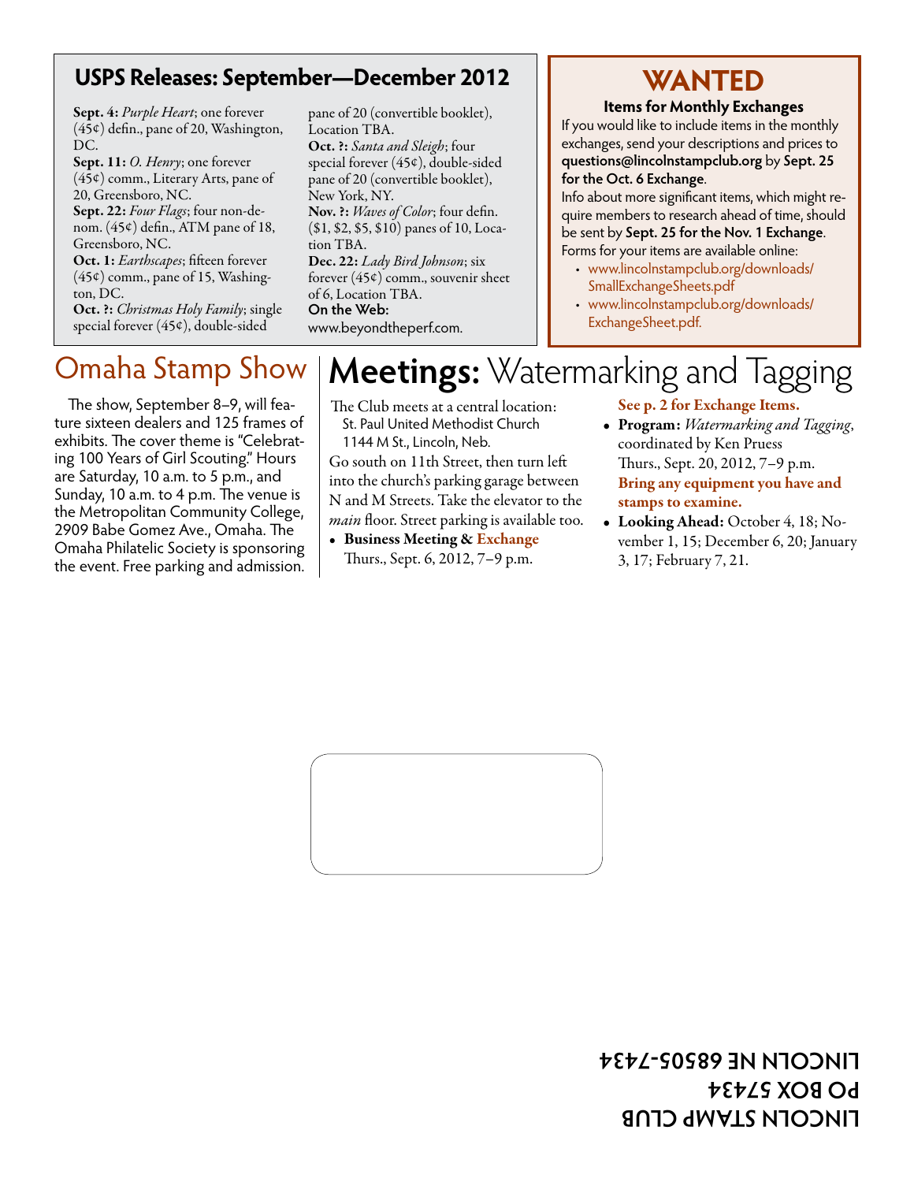## USPS Releases: September—December 2012

**Sept. 4:** *Purple Heart*; one forever (45¢) defin., pane of 20, Washington, DC.
**Sept. 11:** *O. Henry*; one forever (45¢) comm., Literary Arts, pane of 20, Greensboro, NC.
**Sept. 22:** *Four Flags*; four non-denom. (45¢) defin., ATM pane of 18, Greensboro, NC.
**Oct. 1:** *Earthscapes*; fifteen forever (45¢) comm., pane of 15, Washington, DC.
**Oct. ?:** *Christmas Holy Family*; single special forever (45¢), double-sided pane of 20 (convertible booklet), Location TBA.
**Oct. ?:** *Santa and Sleigh*; four special forever (45¢), double-sided pane of 20 (convertible booklet), New York, NY.
**Nov. ?:** *Waves of Color*; four defin. ($1, $2, $5, $10) panes of 10, Location TBA.
**Dec. 22:** *Lady Bird Johnson*; six forever (45¢) comm., souvenir sheet of 6, Location TBA.
**On the Web:**
www.beyondtheperf.com.

## WANTED

**Items for Monthly Exchanges**

If you would like to include items in the monthly exchanges, send your descriptions and prices to **questions@lincolnstampclub.org** by **Sept. 25 for the Oct. 6 Exchange**.

Info about more significant items, which might require members to research ahead of time, should be sent by **Sept. 25 for the Nov. 1 Exchange**.

Forms for your items are available online:

- www.lincolnstampclub.org/downloads/SmallExchangeSheets.pdf
- www.lincolnstampclub.org/downloads/ExchangeSheet.pdf.

## Omaha Stamp Show

The show, September 8–9, will feature sixteen dealers and 125 frames of exhibits. The cover theme is "Celebrating 100 Years of Girl Scouting." Hours are Saturday, 10 a.m. to 5 p.m., and Sunday, 10 a.m. to 4 p.m. The venue is the Metropolitan Community College, 2909 Babe Gomez Ave., Omaha. The Omaha Philatelic Society is sponsoring the event. Free parking and admission.

## Meetings: Watermarking and Tagging

The Club meets at a central location:
St. Paul United Methodist Church
1144 M St., Lincoln, Neb.

Go south on 11th Street, then turn left into the church's parking garage between N and M Streets. Take the elevator to the *main* floor. Street parking is available too.

- **Business Meeting & Exchange**
  Thurs., Sept. 6, 2012, 7–9 p.m.
  **See p. 2 for Exchange Items.**
- **Program:** *Watermarking and Tagging*, coordinated by Ken Pruess
  Thurs., Sept. 20, 2012, 7–9 p.m.
  **Bring any equipment you have and stamps to examine.**
- **Looking Ahead:** October 4, 18; November 1, 15; December 6, 20; January 3, 17; February 7, 21.

**LINCOLN STAMP CLUB**
**PO BOX 57434**
**LINCOLN NE 68505-7434**